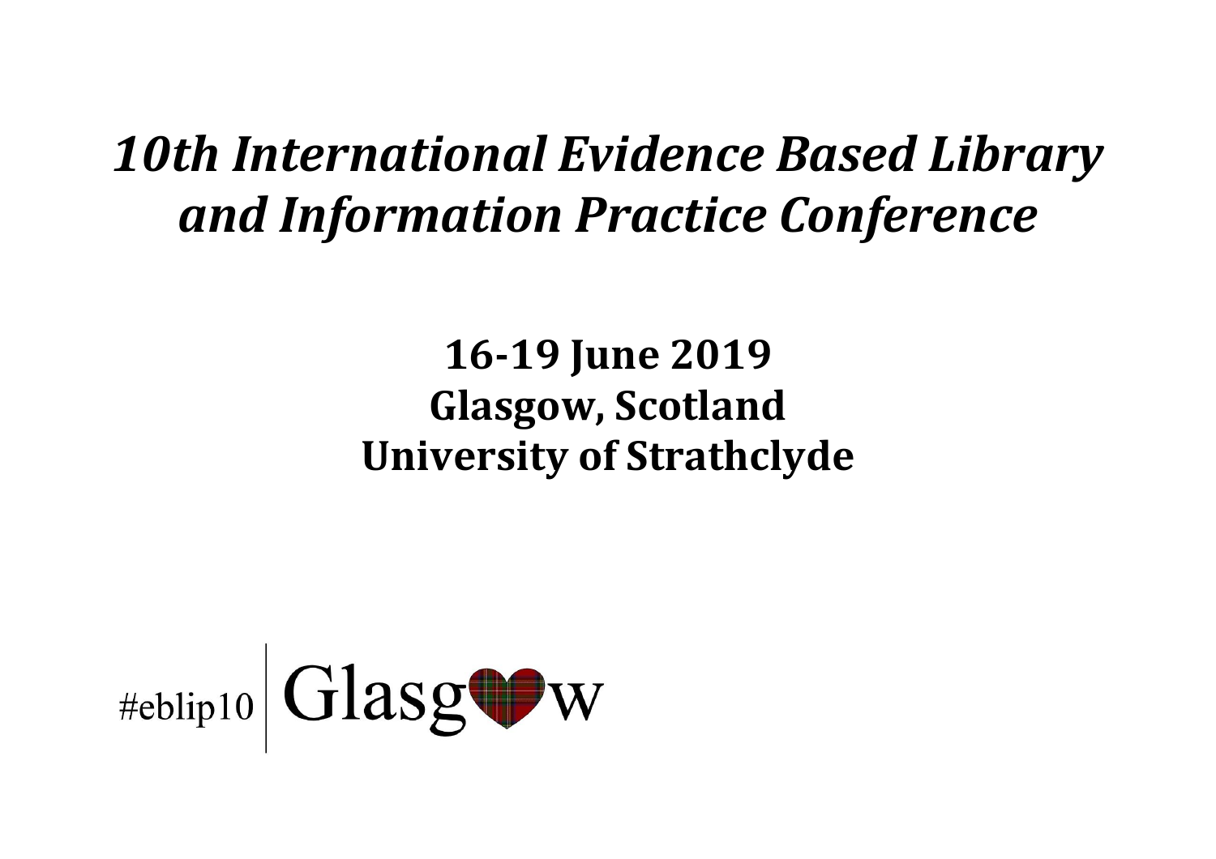# *10th International Evidence Based Library and Information Practice Conference*

**16-19 June 2019**
**Glasgow, Scotland**
**University of Strathclyde**

#eblip10 | Glasg♥w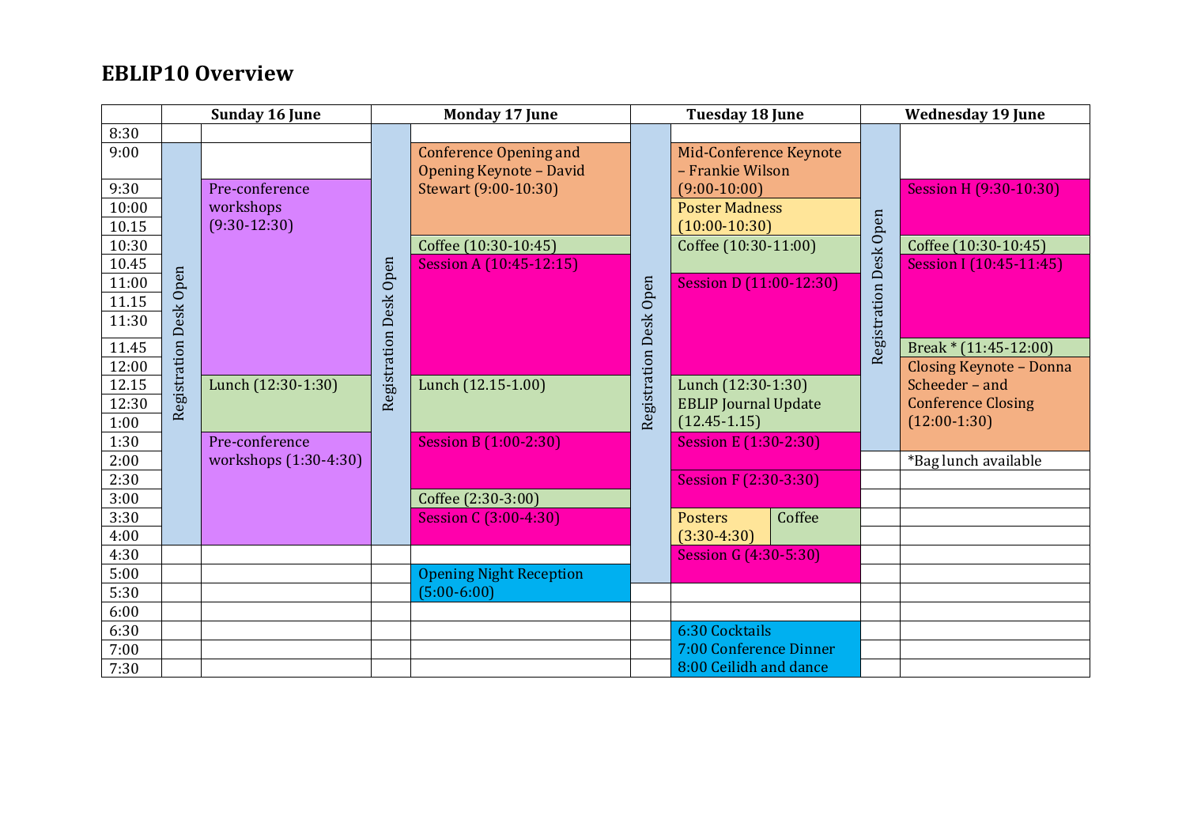# EBLIP10 Overview

| | Sunday 16 June | | Monday 17 June | | Tuesday 18 June | | | Wednesday 19 June | |
|---|---|---|---|---|---|---|---|---|---|
| 8:30 | | | Registration Desk Open | | Registration Desk Open | | | Registration Desk Open | |
| 9:00 | Registration Desk Open | | | Conference Opening and Opening Keynote – David Stewart (9:00-10:30) | | Mid-Conference Keynote – Frankie Wilson (9:00-10:00) | | | |
| 9:30 | | Pre-conference workshops (9:30-12:30) | | | | | | | Session H (9:30-10:30) |
| 10:00 | | | | | | Poster Madness (10:00-10:30) | | | |
| 10.15 | | | | | | | | | |
| 10:30 | | | | Coffee (10:30-10:45) | | Coffee (10:30-11:00) | | | Coffee (10:30-10:45) |
| 10.45 | | | | Session A (10:45-12:15) | | | | | Session I (10:45-11:45) |
| 11:00 | | | | | | Session D (11:00-12:30) | | | |
| 11.15 | | | | | | | | | |
| 11:30 | | | | | | | | | |
| 11.45 | | | | | | | | | Break * (11:45-12:00) |
| 12:00 | | | | | | | | | Closing Keynote – Donna Scheeder – and Conference Closing (12:00-1:30) |
| 12.15 | | Lunch (12:30-1:30) | | Lunch (12.15-1.00) | | Lunch (12:30-1:30) EBLIP Journal Update (12.45-1.15) | | | |
| 12:30 | | | | | | | | | |
| 1:00 | | | | | | | | | |
| 1:30 | | Pre-conference workshops (1:30-4:30) | | Session B (1:00-2:30) | | Session E (1:30-2:30) | | | |
| 2:00 | | | | | | | | | *Bag lunch available |
| 2:30 | | | | | | Session F (2:30-3:30) | | | |
| 3:00 | | | | Coffee (2:30-3:00) | | | | | |
| 3:30 | | | | Session C (3:00-4:30) | | Posters (3:30-4:30) | Coffee | | |
| 4:00 | | | | | | | | | |
| 4:30 | | | | | | Session G (4:30-5:30) | | | |
| 5:00 | | | | Opening Night Reception (5:00-6:00) | | | | | |
| 5:30 | | | | | | | | | |
| 6:00 | | | | | | | | | |
| 6:30 | | | | | | 6:30 Cocktails 7:00 Conference Dinner 8:00 Ceilidh and dance | | | |
| 7:00 | | | | | | | | | |
| 7:30 | | | | | | | | | |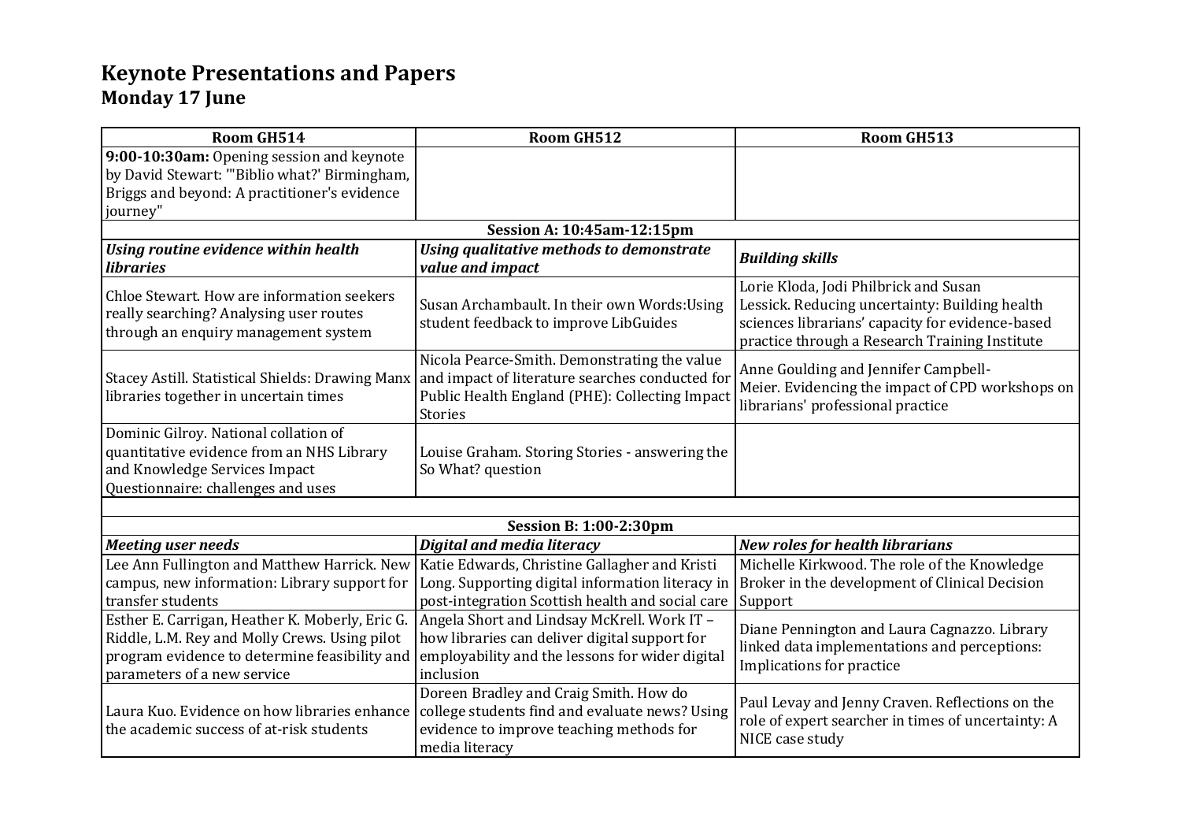# Keynote Presentations and Papers
## Monday 17 June

| Room GH514 | Room GH512 | Room GH513 |
|---|---|---|
| **9:00-10:30am:** Opening session and keynote by David Stewart: "'Biblio what?' Birmingham, Briggs and beyond: A practitioner's evidence journey" | | |
| **Session A: 10:45am-12:15pm** | | |
| ***Using routine evidence within health libraries*** | ***Using qualitative methods to demonstrate value and impact*** | ***Building skills*** |
| Chloe Stewart. How are information seekers really searching? Analysing user routes through an enquiry management system | Susan Archambault. In their own Words:Using student feedback to improve LibGuides | Lorie Kloda, Jodi Philbrick and Susan Lessick. Reducing uncertainty: Building health sciences librarians' capacity for evidence-based practice through a Research Training Institute |
| Stacey Astill. Statistical Shields: Drawing Manx libraries together in uncertain times | Nicola Pearce-Smith. Demonstrating the value and impact of literature searches conducted for Public Health England (PHE): Collecting Impact Stories | Anne Goulding and Jennifer Campbell-Meier. Evidencing the impact of CPD workshops on librarians' professional practice |
| Dominic Gilroy. National collation of quantitative evidence from an NHS Library and Knowledge Services Impact Questionnaire: challenges and uses | Louise Graham. Storing Stories - answering the So What? question | |
| | | |
| **Session B: 1:00-2:30pm** | | |
| ***Meeting user needs*** | ***Digital and media literacy*** | ***New roles for health librarians*** |
| Lee Ann Fullington and Matthew Harrick. New campus, new information: Library support for transfer students | Katie Edwards, Christine Gallagher and Kristi Long. Supporting digital information literacy in post-integration Scottish health and social care | Michelle Kirkwood. The role of the Knowledge Broker in the development of Clinical Decision Support |
| Esther E. Carrigan, Heather K. Moberly, Eric G. Riddle, L.M. Rey and Molly Crews. Using pilot program evidence to determine feasibility and parameters of a new service | Angela Short and Lindsay McKrell. Work IT – how libraries can deliver digital support for employability and the lessons for wider digital inclusion | Diane Pennington and Laura Cagnazzo. Library linked data implementations and perceptions: Implications for practice |
| Laura Kuo. Evidence on how libraries enhance the academic success of at-risk students | Doreen Bradley and Craig Smith. How do college students find and evaluate news? Using evidence to improve teaching methods for media literacy | Paul Levay and Jenny Craven. Reflections on the role of expert searcher in times of uncertainty: A NICE case study |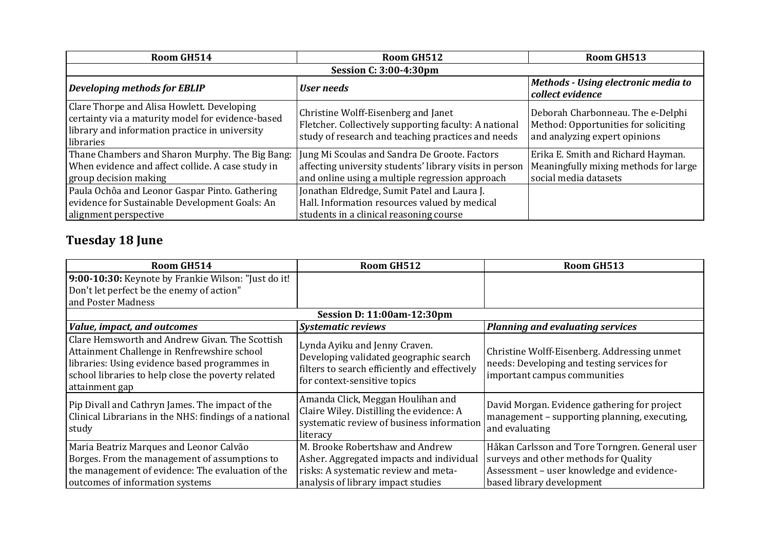| Room GH514 | Room GH512 | Room GH513 |
|---|---|---|
| **Session C: 3:00-4:30pm** | | |
| ***Developing methods for EBLIP*** | ***User needs*** | ***Methods - Using electronic media to collect evidence*** |
| Clare Thorpe and Alisa Howlett. Developing certainty via a maturity model for evidence-based library and information practice in university libraries | Christine Wolff-Eisenberg and Janet Fletcher. Collectively supporting faculty: A national study of research and teaching practices and needs | Deborah Charbonneau. The e-Delphi Method: Opportunities for soliciting and analyzing expert opinions |
| Thane Chambers and Sharon Murphy. The Big Bang: When evidence and affect collide. A case study in group decision making | Jung Mi Scoulas and Sandra De Groote. Factors affecting university students' library visits in person and online using a multiple regression approach | Erika E. Smith and Richard Hayman. Meaningfully mixing methods for large social media datasets |
| Paula Ochôa and Leonor Gaspar Pinto. Gathering evidence for Sustainable Development Goals: An alignment perspective | Jonathan Eldredge, Sumit Patel and Laura J. Hall. Information resources valued by medical students in a clinical reasoning course | |

## Tuesday 18 June

| Room GH514 | Room GH512 | Room GH513 |
|---|---|---|
| **9:00-10:30:** Keynote by Frankie Wilson: "Just do it! Don't let perfect be the enemy of action" and Poster Madness | | |
| **Session D: 11:00am-12:30pm** | | |
| ***Value, impact, and outcomes*** | ***Systematic reviews*** | ***Planning and evaluating services*** |
| Clare Hemsworth and Andrew Givan. The Scottish Attainment Challenge in Renfrewshire school libraries: Using evidence based programmes in school libraries to help close the poverty related attainment gap | Lynda Ayiku and Jenny Craven. Developing validated geographic search filters to search efficiently and effectively for context-sensitive topics | Christine Wolff-Eisenberg. Addressing unmet needs: Developing and testing services for important campus communities |
| Pip Divall and Cathryn James. The impact of the Clinical Librarians in the NHS: findings of a national study | Amanda Click, Meggan Houlihan and Claire Wiley. Distilling the evidence: A systematic review of business information literacy | David Morgan. Evidence gathering for project management – supporting planning, executing, and evaluating |
| Maria Beatriz Marques and Leonor Calvão Borges. From the management of assumptions to the management of evidence: The evaluation of the outcomes of information systems | M. Brooke Robertshaw and Andrew Asher. Aggregated impacts and individual risks: A systematic review and meta-analysis of library impact studies | Håkan Carlsson and Tore Torngren. General user surveys and other methods for Quality Assessment – user knowledge and evidence-based library development |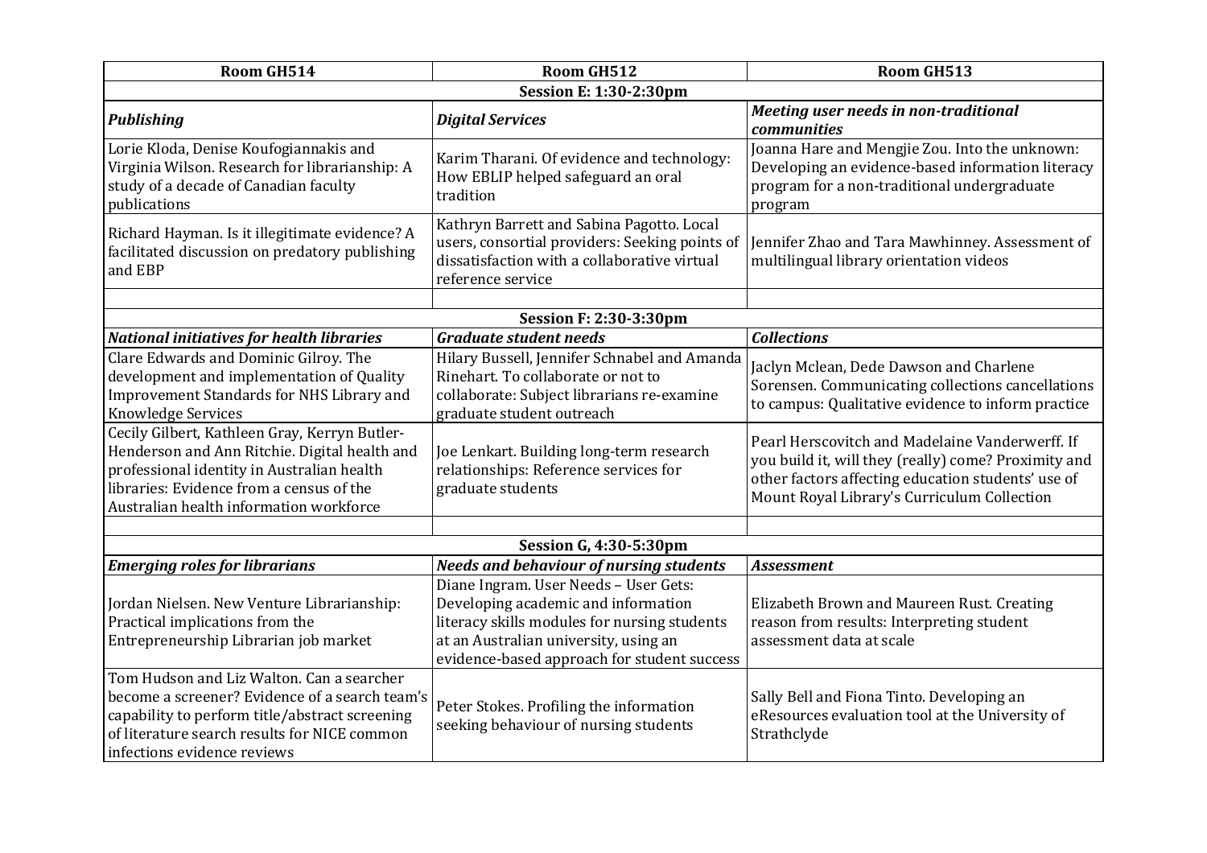| Room GH514 | Room GH512 | Room GH513 |
|---|---|---|
| **Session E: 1:30-2:30pm** | | |
| ***Publishing*** | ***Digital Services*** | ***Meeting user needs in non-traditional communities*** |
| Lorie Kloda, Denise Koufogiannakis and Virginia Wilson. Research for librarianship: A study of a decade of Canadian faculty publications | Karim Tharani. Of evidence and technology: How EBLIP helped safeguard an oral tradition | Joanna Hare and Mengjie Zou. Into the unknown: Developing an evidence-based information literacy program for a non-traditional undergraduate program |
| Richard Hayman. Is it illegitimate evidence? A facilitated discussion on predatory publishing and EBP | Kathryn Barrett and Sabina Pagotto. Local users, consortial providers: Seeking points of dissatisfaction with a collaborative virtual reference service | Jennifer Zhao and Tara Mawhinney. Assessment of multilingual library orientation videos |
| | | |
| **Session F: 2:30-3:30pm** | | |
| ***National initiatives for health libraries*** | ***Graduate student needs*** | ***Collections*** |
| Clare Edwards and Dominic Gilroy. The development and implementation of Quality Improvement Standards for NHS Library and Knowledge Services | Hilary Bussell, Jennifer Schnabel and Amanda Rinehart. To collaborate or not to collaborate: Subject librarians re-examine graduate student outreach | Jaclyn Mclean, Dede Dawson and Charlene Sorensen. Communicating collections cancellations to campus: Qualitative evidence to inform practice |
| Cecily Gilbert, Kathleen Gray, Kerryn Butler-Henderson and Ann Ritchie. Digital health and professional identity in Australian health libraries: Evidence from a census of the Australian health information workforce | Joe Lenkart. Building long-term research relationships: Reference services for graduate students | Pearl Herscovitch and Madelaine Vanderwerff. If you build it, will they (really) come? Proximity and other factors affecting education students' use of Mount Royal Library's Curriculum Collection |
| | | |
| **Session G, 4:30-5:30pm** | | |
| ***Emerging roles for librarians*** | ***Needs and behaviour of nursing students*** | ***Assessment*** |
| Jordan Nielsen. New Venture Librarianship: Practical implications from the Entrepreneurship Librarian job market | Diane Ingram. User Needs – User Gets: Developing academic and information literacy skills modules for nursing students at an Australian university, using an evidence-based approach for student success | Elizabeth Brown and Maureen Rust. Creating reason from results: Interpreting student assessment data at scale |
| Tom Hudson and Liz Walton. Can a searcher become a screener? Evidence of a search team's capability to perform title/abstract screening of literature search results for NICE common infections evidence reviews | Peter Stokes. Profiling the information seeking behaviour of nursing students | Sally Bell and Fiona Tinto. Developing an eResources evaluation tool at the University of Strathclyde |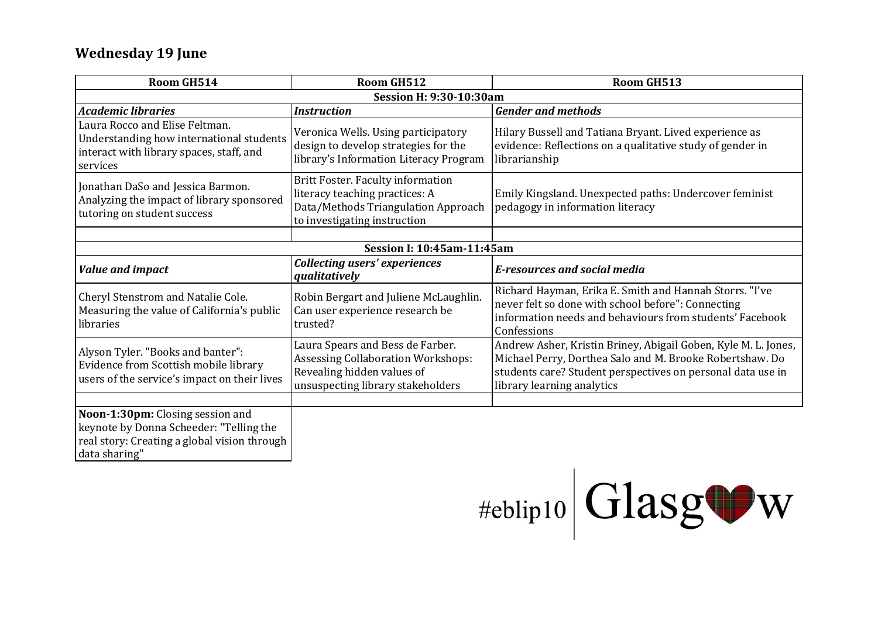## Wednesday 19 June

| Room GH514 | Room GH512 | Room GH513 |
|---|---|---|
| **Session H: 9:30-10:30am** | | |
| ***Academic libraries*** | ***Instruction*** | ***Gender and methods*** |
| Laura Rocco and Elise Feltman. Understanding how international students interact with library spaces, staff, and services | Veronica Wells. Using participatory design to develop strategies for the library's Information Literacy Program | Hilary Bussell and Tatiana Bryant. Lived experience as evidence: Reflections on a qualitative study of gender in librarianship |
| Jonathan DaSo and Jessica Barmon. Analyzing the impact of library sponsored tutoring on student success | Britt Foster. Faculty information literacy teaching practices: A Data/Methods Triangulation Approach to investigating instruction | Emily Kingsland. Unexpected paths: Undercover feminist pedagogy in information literacy |
| | | |
| **Session I: 10:45am-11:45am** | | |
| ***Value and impact*** | ***Collecting users' experiences qualitatively*** | ***E-resources and social media*** |
| Cheryl Stenstrom and Natalie Cole. Measuring the value of California's public libraries | Robin Bergart and Juliene McLaughlin. Can user experience research be trusted? | Richard Hayman, Erika E. Smith and Hannah Storrs. "I've never felt so done with school before": Connecting information needs and behaviours from students' Facebook Confessions |
| Alyson Tyler. "Books and banter": Evidence from Scottish mobile library users of the service's impact on their lives | Laura Spears and Bess de Farber. Assessing Collaboration Workshops: Revealing hidden values of unsuspecting library stakeholders | Andrew Asher, Kristin Briney, Abigail Goben, Kyle M. L. Jones, Michael Perry, Dorthea Salo and M. Brooke Robertshaw. Do students care? Student perspectives on personal data use in library learning analytics |
| | | |
| **Noon-1:30pm:** Closing session and keynote by Donna Scheeder: "Telling the real story: Creating a global vision through data sharing" | | |

#eblip10 | Glasgow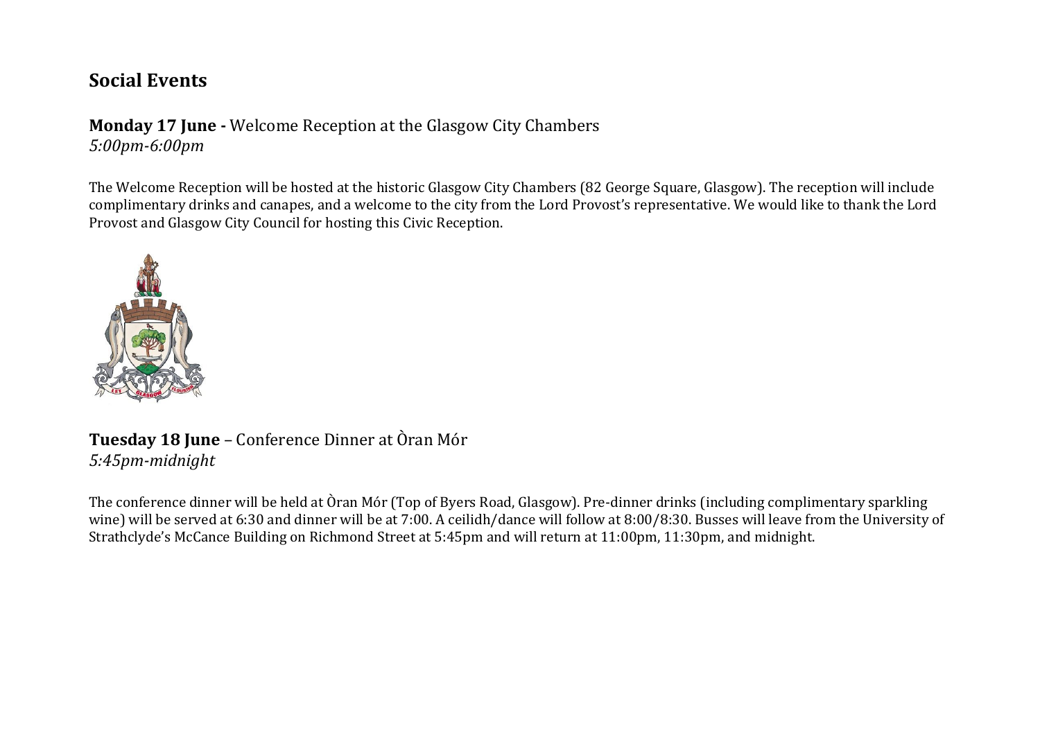# Social Events

**Monday 17 June -** Welcome Reception at the Glasgow City Chambers
*5:00pm-6:00pm*

The Welcome Reception will be hosted at the historic Glasgow City Chambers (82 George Square, Glasgow). The reception will include complimentary drinks and canapes, and a welcome to the city from the Lord Provost's representative. We would like to thank the Lord Provost and Glasgow City Council for hosting this Civic Reception.

**Tuesday 18 June** – Conference Dinner at Òran Mór
*5:45pm-midnight*

The conference dinner will be held at Òran Mór (Top of Byers Road, Glasgow). Pre-dinner drinks (including complimentary sparkling wine) will be served at 6:30 and dinner will be at 7:00. A ceilidh/dance will follow at 8:00/8:30. Busses will leave from the University of Strathclyde's McCance Building on Richmond Street at 5:45pm and will return at 11:00pm, 11:30pm, and midnight.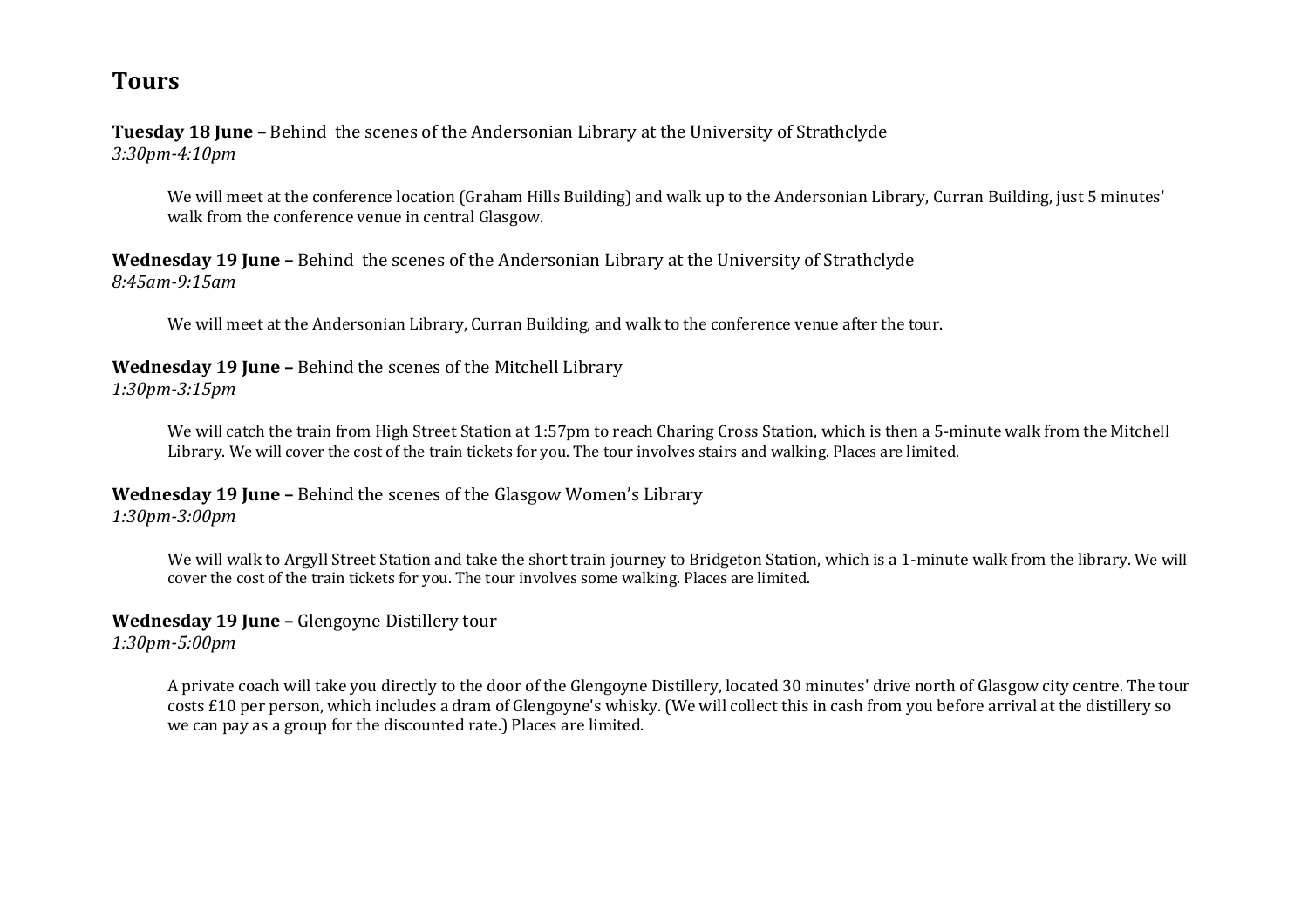# Tours

**Tuesday 18 June –** Behind the scenes of the Andersonian Library at the University of Strathclyde
*3:30pm-4:10pm*

We will meet at the conference location (Graham Hills Building) and walk up to the Andersonian Library, Curran Building, just 5 minutes' walk from the conference venue in central Glasgow.

**Wednesday 19 June –** Behind the scenes of the Andersonian Library at the University of Strathclyde
*8:45am-9:15am*

We will meet at the Andersonian Library, Curran Building, and walk to the conference venue after the tour.

**Wednesday 19 June –** Behind the scenes of the Mitchell Library
*1:30pm-3:15pm*

We will catch the train from High Street Station at 1:57pm to reach Charing Cross Station, which is then a 5-minute walk from the Mitchell Library. We will cover the cost of the train tickets for you. The tour involves stairs and walking. Places are limited.

**Wednesday 19 June –** Behind the scenes of the Glasgow Women's Library
*1:30pm-3:00pm*

We will walk to Argyll Street Station and take the short train journey to Bridgeton Station, which is a 1-minute walk from the library. We will cover the cost of the train tickets for you. The tour involves some walking. Places are limited.

**Wednesday 19 June –** Glengoyne Distillery tour
*1:30pm-5:00pm*

A private coach will take you directly to the door of the Glengoyne Distillery, located 30 minutes' drive north of Glasgow city centre. The tour costs £10 per person, which includes a dram of Glengoyne's whisky. (We will collect this in cash from you before arrival at the distillery so we can pay as a group for the discounted rate.) Places are limited.